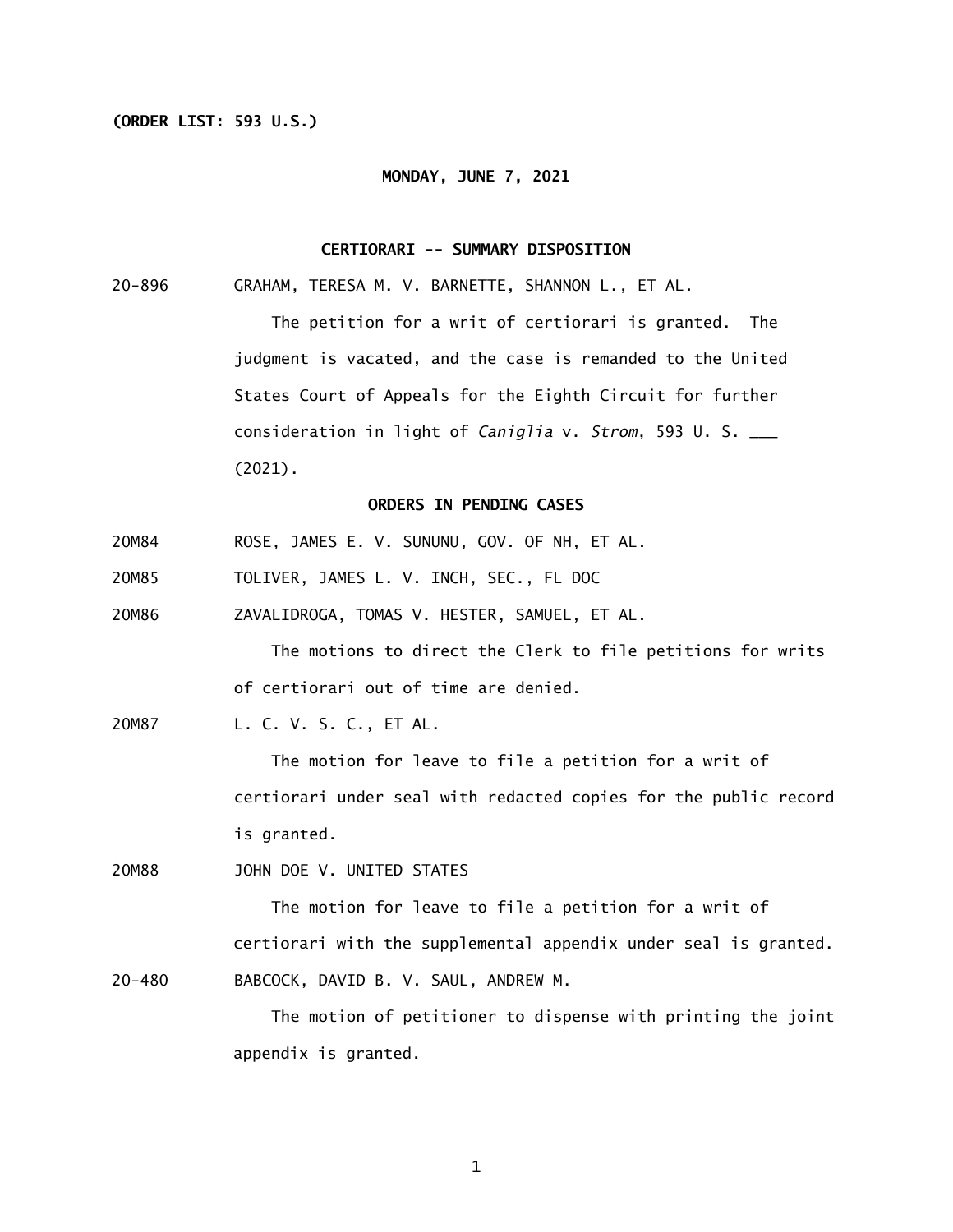**(ORDER LIST: 593 U.S.)**

**MONDAY, JUNE 7, 2021**

**CERTIORARI -- SUMMARY DISPOSITION**

20-896 GRAHAM, TERESA M. V. BARNETTE, SHANNON L., ET AL.

The petition for a writ of certiorari is granted. The judgment is vacated, and the case is remanded to the United States Court of Appeals for the Eighth Circuit for further consideration in light of *Caniglia* v. *Strom*, 593 U. S. ___ (2021).

**ORDERS IN PENDING CASES**

20M84 ROSE, JAMES E. V. SUNUNU, GOV. OF NH, ET AL.

20M85 TOLIVER, JAMES L. V. INCH, SEC., FL DOC

20M86 ZAVALIDROGA, TOMAS V. HESTER, SAMUEL, ET AL.

The motions to direct the Clerk to file petitions for writs of certiorari out of time are denied.

20M87 L. C. V. S. C., ET AL.

The motion for leave to file a petition for a writ of certiorari under seal with redacted copies for the public record is granted.

20M88 JOHN DOE V. UNITED STATES

The motion for leave to file a petition for a writ of certiorari with the supplemental appendix under seal is granted.

20-480 BABCOCK, DAVID B. V. SAUL, ANDREW M.

The motion of petitioner to dispense with printing the joint appendix is granted.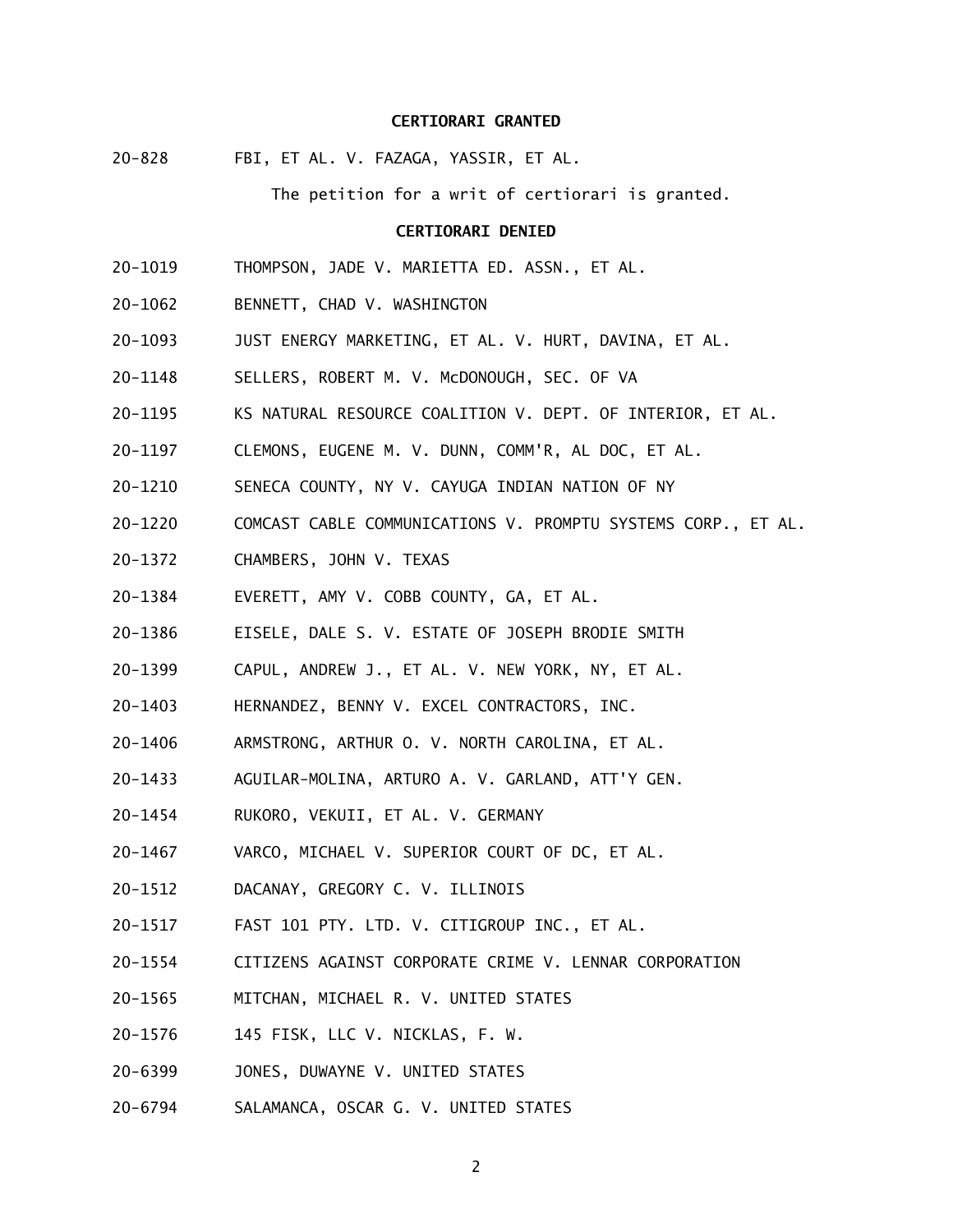## CERTIORARI GRANTED

20-828 FBI, ET AL. V. FAZAGA, YASSIR, ET AL.

The petition for a writ of certiorari is granted.

## CERTIORARI DENIED

20-1019 THOMPSON, JADE V. MARIETTA ED. ASSN., ET AL.

20-1062 BENNETT, CHAD V. WASHINGTON

20-1093 JUST ENERGY MARKETING, ET AL. V. HURT, DAVINA, ET AL.

20-1148 SELLERS, ROBERT M. V. McDONOUGH, SEC. OF VA

20-1195 KS NATURAL RESOURCE COALITION V. DEPT. OF INTERIOR, ET AL.

20-1197 CLEMONS, EUGENE M. V. DUNN, COMM'R, AL DOC, ET AL.

20-1210 SENECA COUNTY, NY V. CAYUGA INDIAN NATION OF NY

20-1220 COMCAST CABLE COMMUNICATIONS V. PROMPTU SYSTEMS CORP., ET AL.

20-1372 CHAMBERS, JOHN V. TEXAS

20-1384 EVERETT, AMY V. COBB COUNTY, GA, ET AL.

20-1386 EISELE, DALE S. V. ESTATE OF JOSEPH BRODIE SMITH

20-1399 CAPUL, ANDREW J., ET AL. V. NEW YORK, NY, ET AL.

20-1403 HERNANDEZ, BENNY V. EXCEL CONTRACTORS, INC.

20-1406 ARMSTRONG, ARTHUR O. V. NORTH CAROLINA, ET AL.

20-1433 AGUILAR-MOLINA, ARTURO A. V. GARLAND, ATT'Y GEN.

20-1454 RUKORO, VEKUII, ET AL. V. GERMANY

20-1467 VARCO, MICHAEL V. SUPERIOR COURT OF DC, ET AL.

20-1512 DACANAY, GREGORY C. V. ILLINOIS

20-1517 FAST 101 PTY. LTD. V. CITIGROUP INC., ET AL.

20-1554 CITIZENS AGAINST CORPORATE CRIME V. LENNAR CORPORATION

20-1565 MITCHAN, MICHAEL R. V. UNITED STATES

20-1576 145 FISK, LLC V. NICKLAS, F. W.

20-6399 JONES, DUWAYNE V. UNITED STATES

20-6794 SALAMANCA, OSCAR G. V. UNITED STATES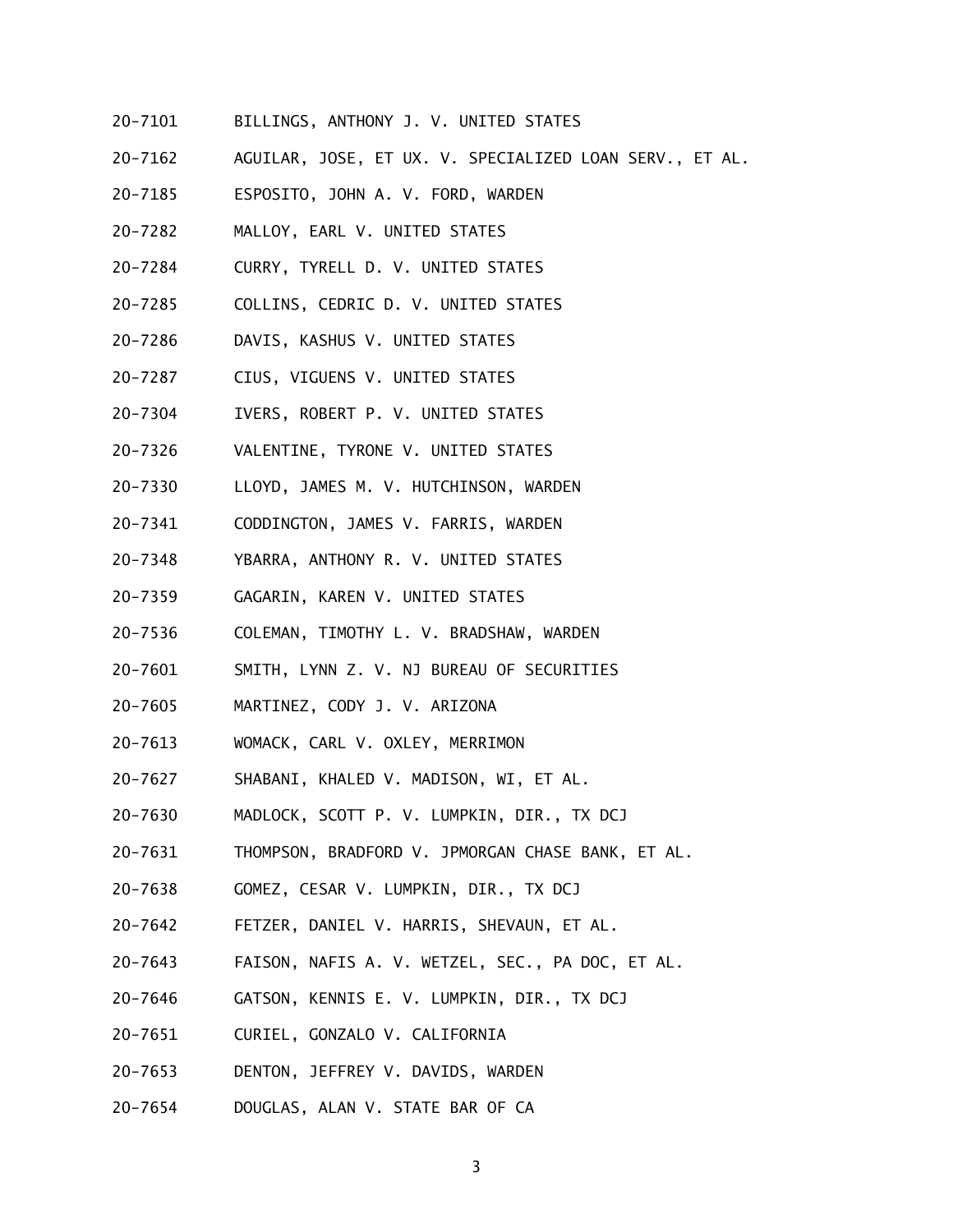20-7101 BILLINGS, ANTHONY J. V. UNITED STATES

20-7162 AGUILAR, JOSE, ET UX. V. SPECIALIZED LOAN SERV., ET AL.

20-7185 ESPOSITO, JOHN A. V. FORD, WARDEN

20-7282 MALLOY, EARL V. UNITED STATES

20-7284 CURRY, TYRELL D. V. UNITED STATES

20-7285 COLLINS, CEDRIC D. V. UNITED STATES

20-7286 DAVIS, KASHUS V. UNITED STATES

20-7287 CIUS, VIGUENS V. UNITED STATES

20-7304 IVERS, ROBERT P. V. UNITED STATES

20-7326 VALENTINE, TYRONE V. UNITED STATES

20-7330 LLOYD, JAMES M. V. HUTCHINSON, WARDEN

20-7341 CODDINGTON, JAMES V. FARRIS, WARDEN

20-7348 YBARRA, ANTHONY R. V. UNITED STATES

20-7359 GAGARIN, KAREN V. UNITED STATES

20-7536 COLEMAN, TIMOTHY L. V. BRADSHAW, WARDEN

20-7601 SMITH, LYNN Z. V. NJ BUREAU OF SECURITIES

20-7605 MARTINEZ, CODY J. V. ARIZONA

20-7613 WOMACK, CARL V. OXLEY, MERRIMON

20-7627 SHABANI, KHALED V. MADISON, WI, ET AL.

20-7630 MADLOCK, SCOTT P. V. LUMPKIN, DIR., TX DCJ

20-7631 THOMPSON, BRADFORD V. JPMORGAN CHASE BANK, ET AL.

20-7638 GOMEZ, CESAR V. LUMPKIN, DIR., TX DCJ

20-7642 FETZER, DANIEL V. HARRIS, SHEVAUN, ET AL.

20-7643 FAISON, NAFIS A. V. WETZEL, SEC., PA DOC, ET AL.

20-7646 GATSON, KENNIS E. V. LUMPKIN, DIR., TX DCJ

20-7651 CURIEL, GONZALO V. CALIFORNIA

20-7653 DENTON, JEFFREY V. DAVIDS, WARDEN

20-7654 DOUGLAS, ALAN V. STATE BAR OF CA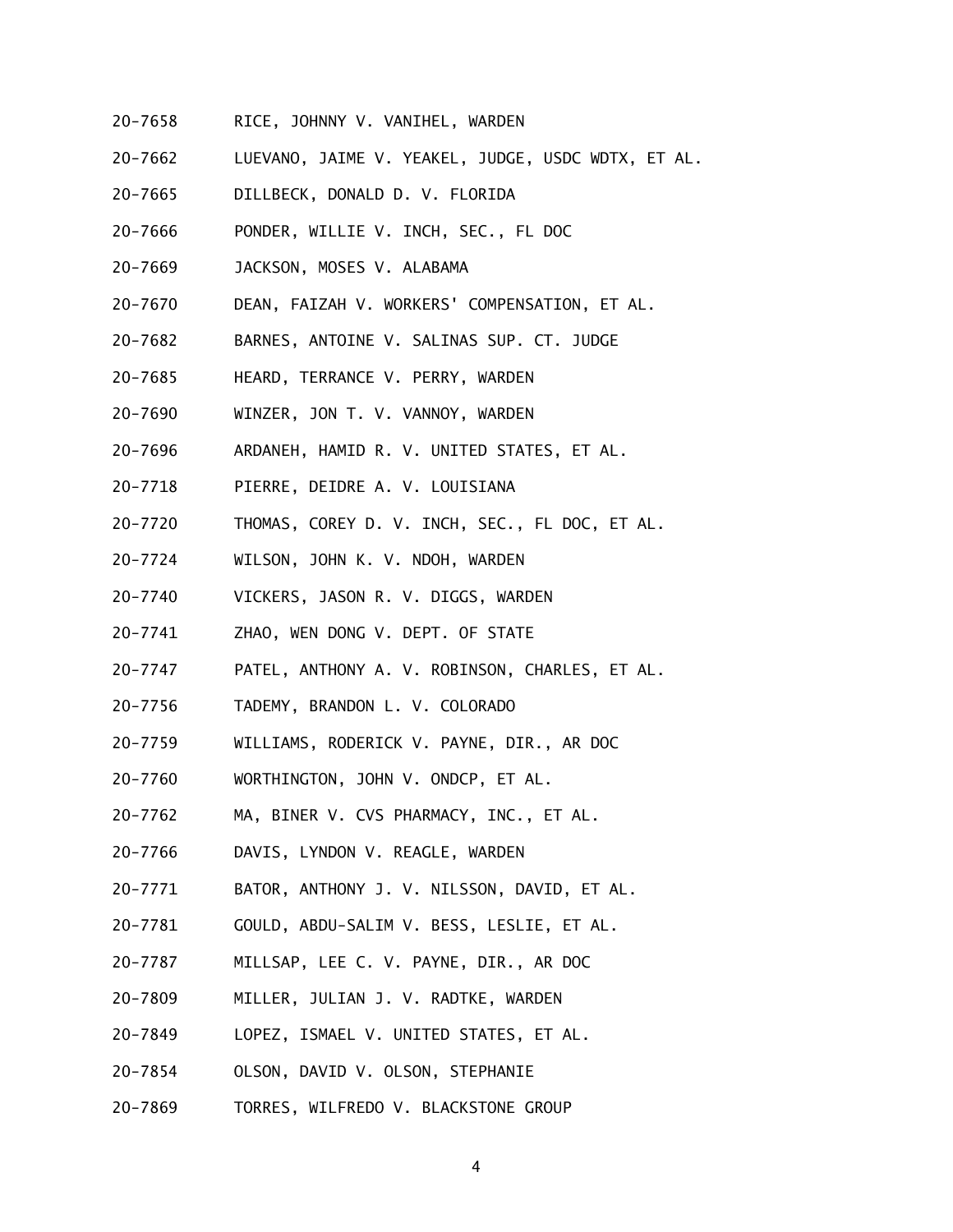20-7658 RICE, JOHNNY V. VANIHEL, WARDEN

20-7662 LUEVANO, JAIME V. YEAKEL, JUDGE, USDC WDTX, ET AL.

20-7665 DILLBECK, DONALD D. V. FLORIDA

20-7666 PONDER, WILLIE V. INCH, SEC., FL DOC

20-7669 JACKSON, MOSES V. ALABAMA

20-7670 DEAN, FAIZAH V. WORKERS' COMPENSATION, ET AL.

20-7682 BARNES, ANTOINE V. SALINAS SUP. CT. JUDGE

20-7685 HEARD, TERRANCE V. PERRY, WARDEN

20-7690 WINZER, JON T. V. VANNOY, WARDEN

20-7696 ARDANEH, HAMID R. V. UNITED STATES, ET AL.

20-7718 PIERRE, DEIDRE A. V. LOUISIANA

20-7720 THOMAS, COREY D. V. INCH, SEC., FL DOC, ET AL.

20-7724 WILSON, JOHN K. V. NDOH, WARDEN

20-7740 VICKERS, JASON R. V. DIGGS, WARDEN

20-7741 ZHAO, WEN DONG V. DEPT. OF STATE

20-7747 PATEL, ANTHONY A. V. ROBINSON, CHARLES, ET AL.

20-7756 TADEMY, BRANDON L. V. COLORADO

20-7759 WILLIAMS, RODERICK V. PAYNE, DIR., AR DOC

20-7760 WORTHINGTON, JOHN V. ONDCP, ET AL.

20-7762 MA, BINER V. CVS PHARMACY, INC., ET AL.

20-7766 DAVIS, LYNDON V. REAGLE, WARDEN

20-7771 BATOR, ANTHONY J. V. NILSSON, DAVID, ET AL.

20-7781 GOULD, ABDU-SALIM V. BESS, LESLIE, ET AL.

20-7787 MILLSAP, LEE C. V. PAYNE, DIR., AR DOC

20-7809 MILLER, JULIAN J. V. RADTKE, WARDEN

20-7849 LOPEZ, ISMAEL V. UNITED STATES, ET AL.

20-7854 OLSON, DAVID V. OLSON, STEPHANIE

20-7869 TORRES, WILFREDO V. BLACKSTONE GROUP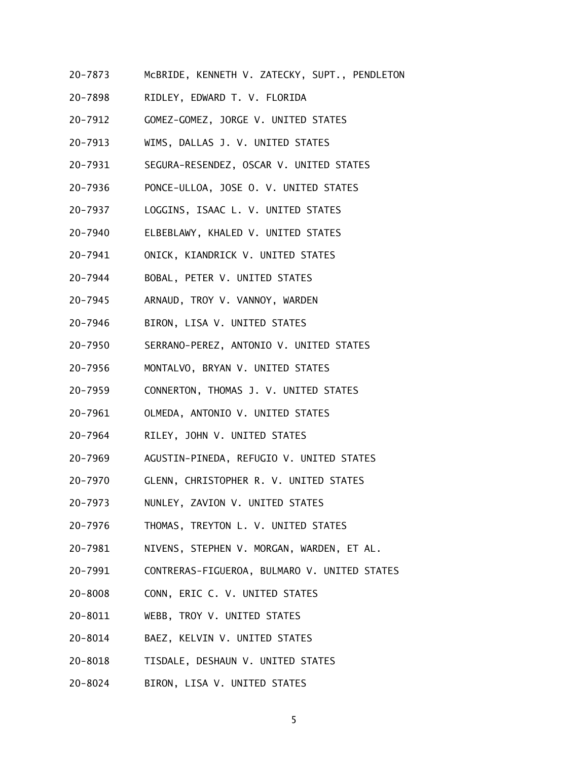20-7873 McBRIDE, KENNETH V. ZATECKY, SUPT., PENDLETON

20-7898 RIDLEY, EDWARD T. V. FLORIDA

20-7912 GOMEZ-GOMEZ, JORGE V. UNITED STATES

20-7913 WIMS, DALLAS J. V. UNITED STATES

20-7931 SEGURA-RESENDEZ, OSCAR V. UNITED STATES

20-7936 PONCE-ULLOA, JOSE O. V. UNITED STATES

20-7937 LOGGINS, ISAAC L. V. UNITED STATES

20-7940 ELBEBLAWY, KHALED V. UNITED STATES

20-7941 ONICK, KIANDRICK V. UNITED STATES

20-7944 BOBAL, PETER V. UNITED STATES

20-7945 ARNAUD, TROY V. VANNOY, WARDEN

20-7946 BIRON, LISA V. UNITED STATES

20-7950 SERRANO-PEREZ, ANTONIO V. UNITED STATES

20-7956 MONTALVO, BRYAN V. UNITED STATES

20-7959 CONNERTON, THOMAS J. V. UNITED STATES

20-7961 OLMEDA, ANTONIO V. UNITED STATES

20-7964 RILEY, JOHN V. UNITED STATES

20-7969 AGUSTIN-PINEDA, REFUGIO V. UNITED STATES

20-7970 GLENN, CHRISTOPHER R. V. UNITED STATES

20-7973 NUNLEY, ZAVION V. UNITED STATES

20-7976 THOMAS, TREYTON L. V. UNITED STATES

20-7981 NIVENS, STEPHEN V. MORGAN, WARDEN, ET AL.

20-7991 CONTRERAS-FIGUEROA, BULMARO V. UNITED STATES

20-8008 CONN, ERIC C. V. UNITED STATES

20-8011 WEBB, TROY V. UNITED STATES

20-8014 BAEZ, KELVIN V. UNITED STATES

20-8018 TISDALE, DESHAUN V. UNITED STATES

20-8024 BIRON, LISA V. UNITED STATES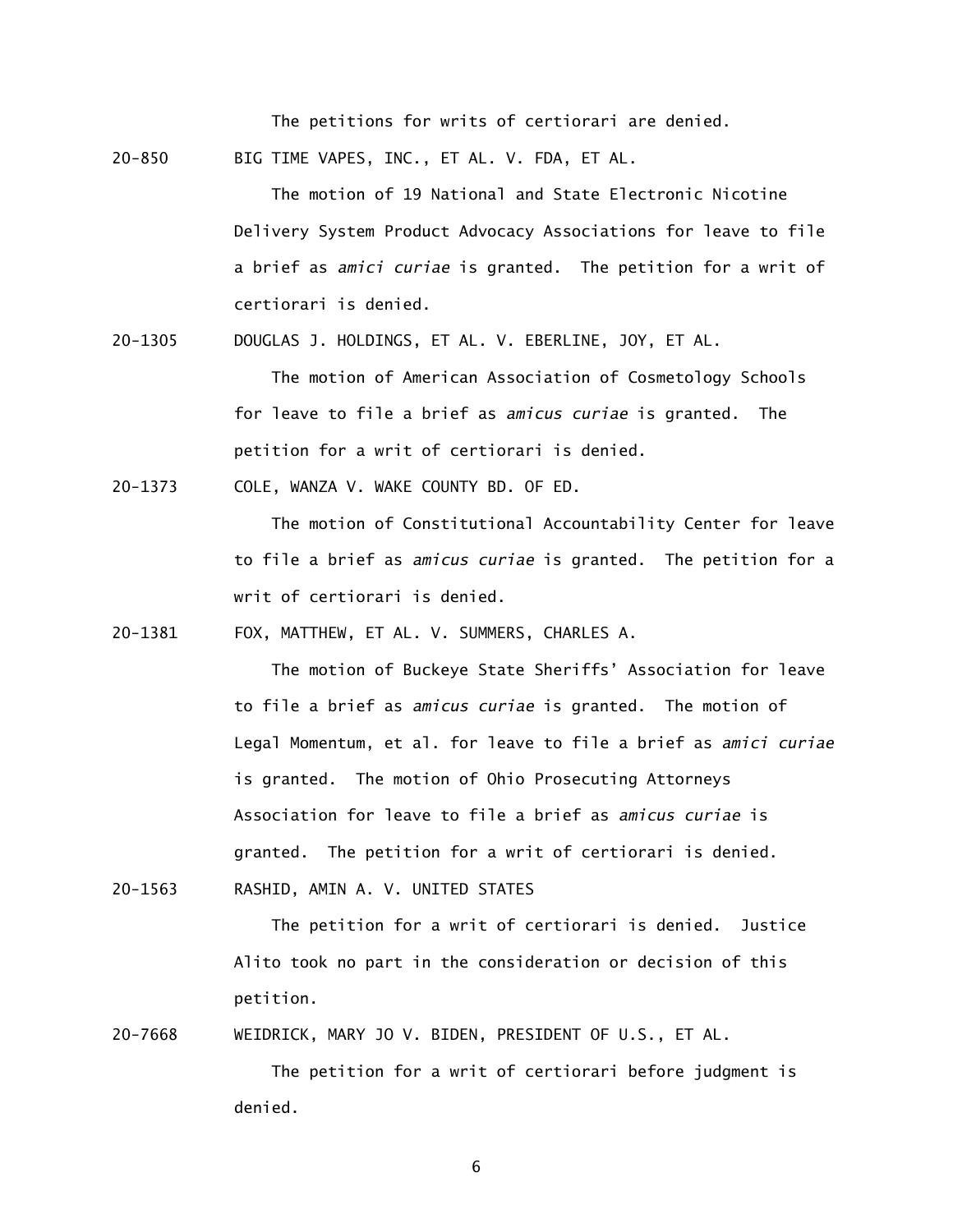The petitions for writs of certiorari are denied.

20-850 BIG TIME VAPES, INC., ET AL. V. FDA, ET AL.

The motion of 19 National and State Electronic Nicotine Delivery System Product Advocacy Associations for leave to file a brief as *amici curiae* is granted. The petition for a writ of certiorari is denied.

20-1305 DOUGLAS J. HOLDINGS, ET AL. V. EBERLINE, JOY, ET AL.

The motion of American Association of Cosmetology Schools for leave to file a brief as *amicus curiae* is granted. The petition for a writ of certiorari is denied.

20-1373 COLE, WANZA V. WAKE COUNTY BD. OF ED.

The motion of Constitutional Accountability Center for leave to file a brief as *amicus curiae* is granted. The petition for a writ of certiorari is denied.

20-1381 FOX, MATTHEW, ET AL. V. SUMMERS, CHARLES A.

The motion of Buckeye State Sheriffs' Association for leave to file a brief as *amicus curiae* is granted. The motion of Legal Momentum, et al. for leave to file a brief as *amici curiae* is granted. The motion of Ohio Prosecuting Attorneys Association for leave to file a brief as *amicus curiae* is granted. The petition for a writ of certiorari is denied.

20-1563 RASHID, AMIN A. V. UNITED STATES

The petition for a writ of certiorari is denied. Justice Alito took no part in the consideration or decision of this petition.

20-7668 WEIDRICK, MARY JO V. BIDEN, PRESIDENT OF U.S., ET AL.

The petition for a writ of certiorari before judgment is denied.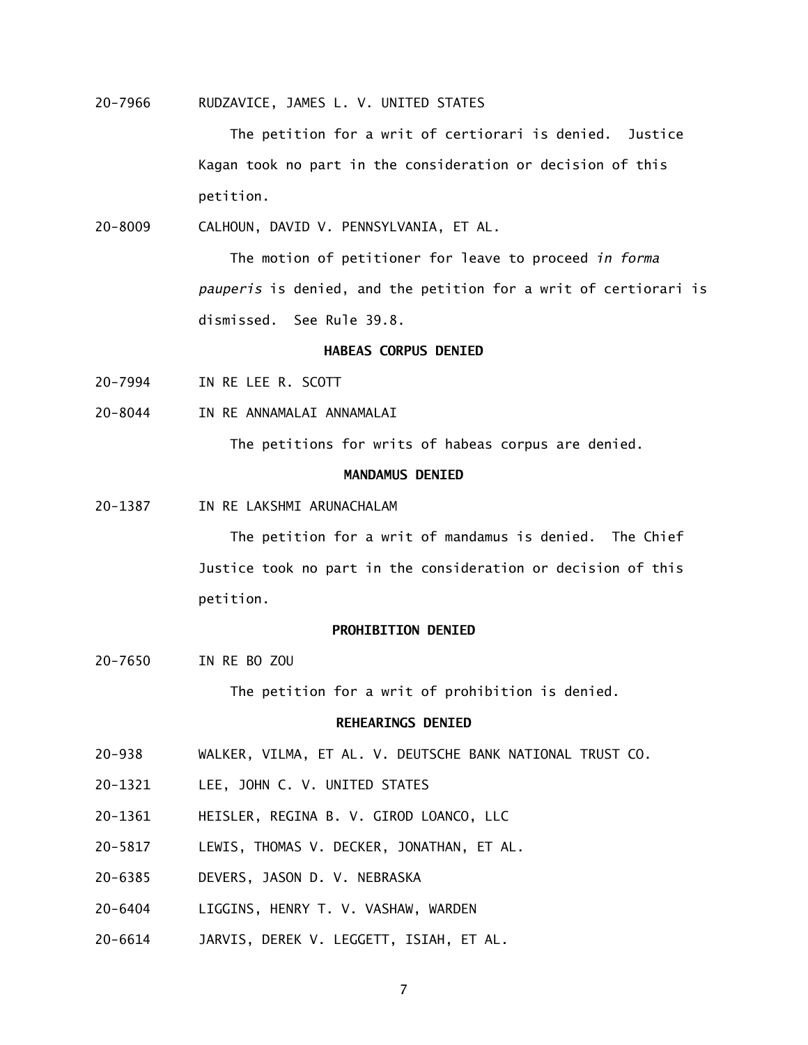20-7966 RUDZAVICE, JAMES L. V. UNITED STATES

The petition for a writ of certiorari is denied. Justice Kagan took no part in the consideration or decision of this petition.

20-8009 CALHOUN, DAVID V. PENNSYLVANIA, ET AL.

The motion of petitioner for leave to proceed *in forma pauperis* is denied, and the petition for a writ of certiorari is dismissed. See Rule 39.8.

### HABEAS CORPUS DENIED

20-7994 IN RE LEE R. SCOTT

20-8044 IN RE ANNAMALAI ANNAMALAI

The petitions for writs of habeas corpus are denied.

### MANDAMUS DENIED

20-1387 IN RE LAKSHMI ARUNACHALAM

The petition for a writ of mandamus is denied. The Chief Justice took no part in the consideration or decision of this petition.

### PROHIBITION DENIED

20-7650 IN RE BO ZOU

The petition for a writ of prohibition is denied.

### REHEARINGS DENIED

20-938 WALKER, VILMA, ET AL. V. DEUTSCHE BANK NATIONAL TRUST CO.

20-1321 LEE, JOHN C. V. UNITED STATES

20-1361 HEISLER, REGINA B. V. GIROD LOANCO, LLC

20-5817 LEWIS, THOMAS V. DECKER, JONATHAN, ET AL.

20-6385 DEVERS, JASON D. V. NEBRASKA

20-6404 LIGGINS, HENRY T. V. VASHAW, WARDEN

20-6614 JARVIS, DEREK V. LEGGETT, ISIAH, ET AL.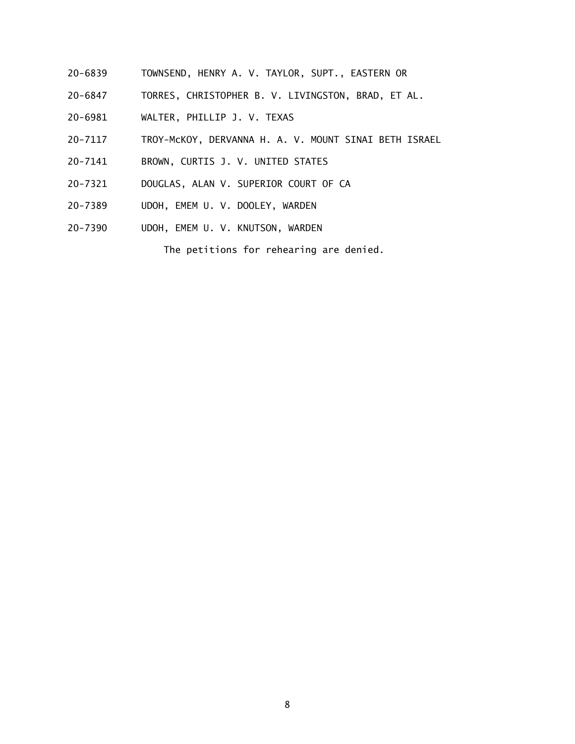20-6839 TOWNSEND, HENRY A. V. TAYLOR, SUPT., EASTERN OR

20-6847 TORRES, CHRISTOPHER B. V. LIVINGSTON, BRAD, ET AL.

20-6981 WALTER, PHILLIP J. V. TEXAS

20-7117 TROY-McKOY, DERVANNA H. A. V. MOUNT SINAI BETH ISRAEL

20-7141 BROWN, CURTIS J. V. UNITED STATES

20-7321 DOUGLAS, ALAN V. SUPERIOR COURT OF CA

20-7389 UDOH, EMEM U. V. DOOLEY, WARDEN

20-7390 UDOH, EMEM U. V. KNUTSON, WARDEN

The petitions for rehearing are denied.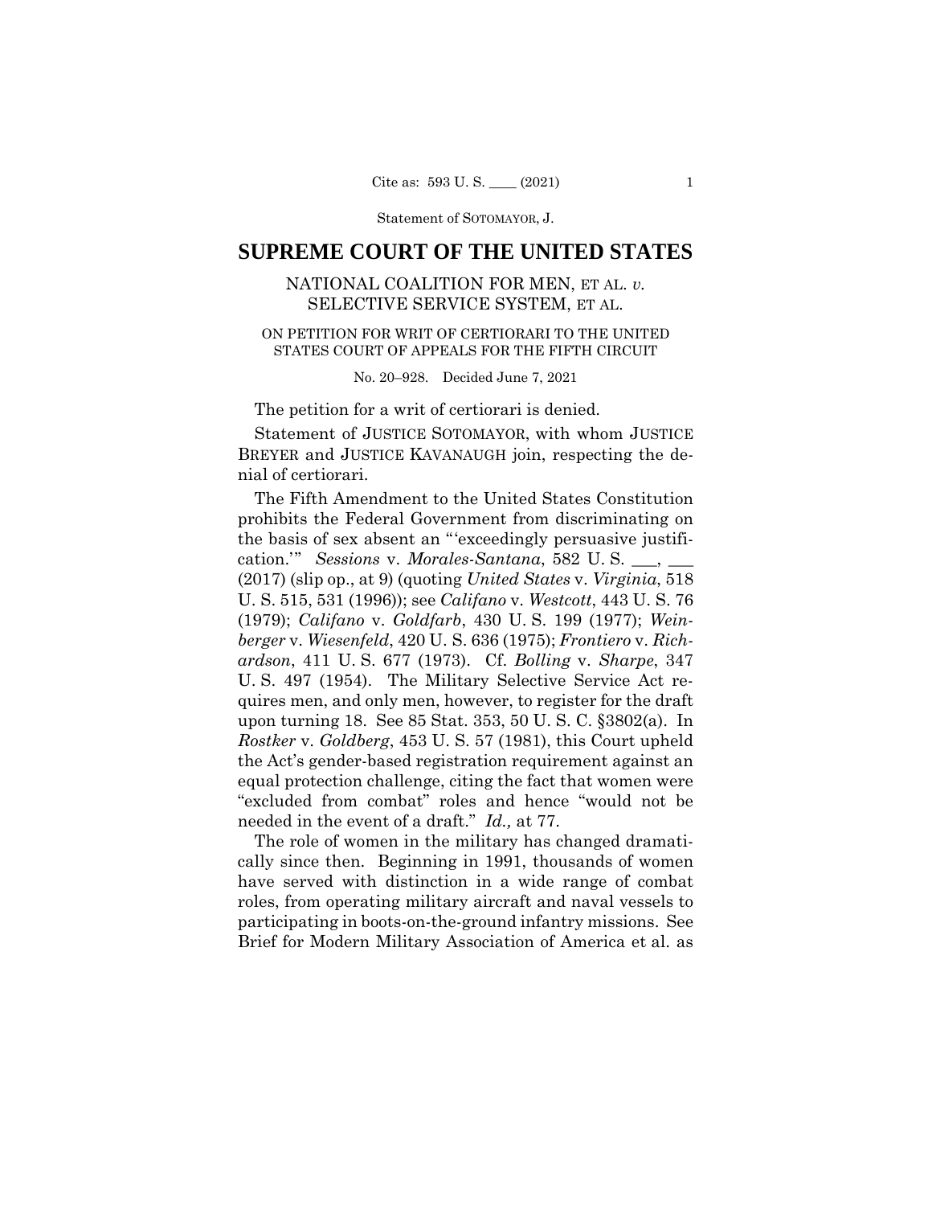Statement of SOTOMAYOR, J.

# SUPREME COURT OF THE UNITED STATES

NATIONAL COALITION FOR MEN, ET AL. *v.* SELECTIVE SERVICE SYSTEM, ET AL.

ON PETITION FOR WRIT OF CERTIORARI TO THE UNITED STATES COURT OF APPEALS FOR THE FIFTH CIRCUIT

No. 20–928. Decided June 7, 2021

The petition for a writ of certiorari is denied.

Statement of JUSTICE SOTOMAYOR, with whom JUSTICE BREYER and JUSTICE KAVANAUGH join, respecting the denial of certiorari.

The Fifth Amendment to the United States Constitution prohibits the Federal Government from discriminating on the basis of sex absent an "'exceedingly persuasive justification.'" *Sessions* v. *Morales-Santana*, 582 U. S. ___, ___ (2017) (slip op., at 9) (quoting *United States* v. *Virginia*, 518 U. S. 515, 531 (1996)); see *Califano* v. *Westcott*, 443 U. S. 76 (1979); *Califano* v. *Goldfarb*, 430 U. S. 199 (1977); *Weinberger* v. *Wiesenfeld*, 420 U. S. 636 (1975); *Frontiero* v. *Richardson*, 411 U. S. 677 (1973). Cf. *Bolling* v. *Sharpe*, 347 U. S. 497 (1954). The Military Selective Service Act requires men, and only men, however, to register for the draft upon turning 18. See 85 Stat. 353, 50 U. S. C. §3802(a). In *Rostker* v. *Goldberg*, 453 U. S. 57 (1981), this Court upheld the Act's gender-based registration requirement against an equal protection challenge, citing the fact that women were "excluded from combat" roles and hence "would not be needed in the event of a draft." *Id.,* at 77.

The role of women in the military has changed dramatically since then. Beginning in 1991, thousands of women have served with distinction in a wide range of combat roles, from operating military aircraft and naval vessels to participating in boots-on-the-ground infantry missions. See Brief for Modern Military Association of America et al. as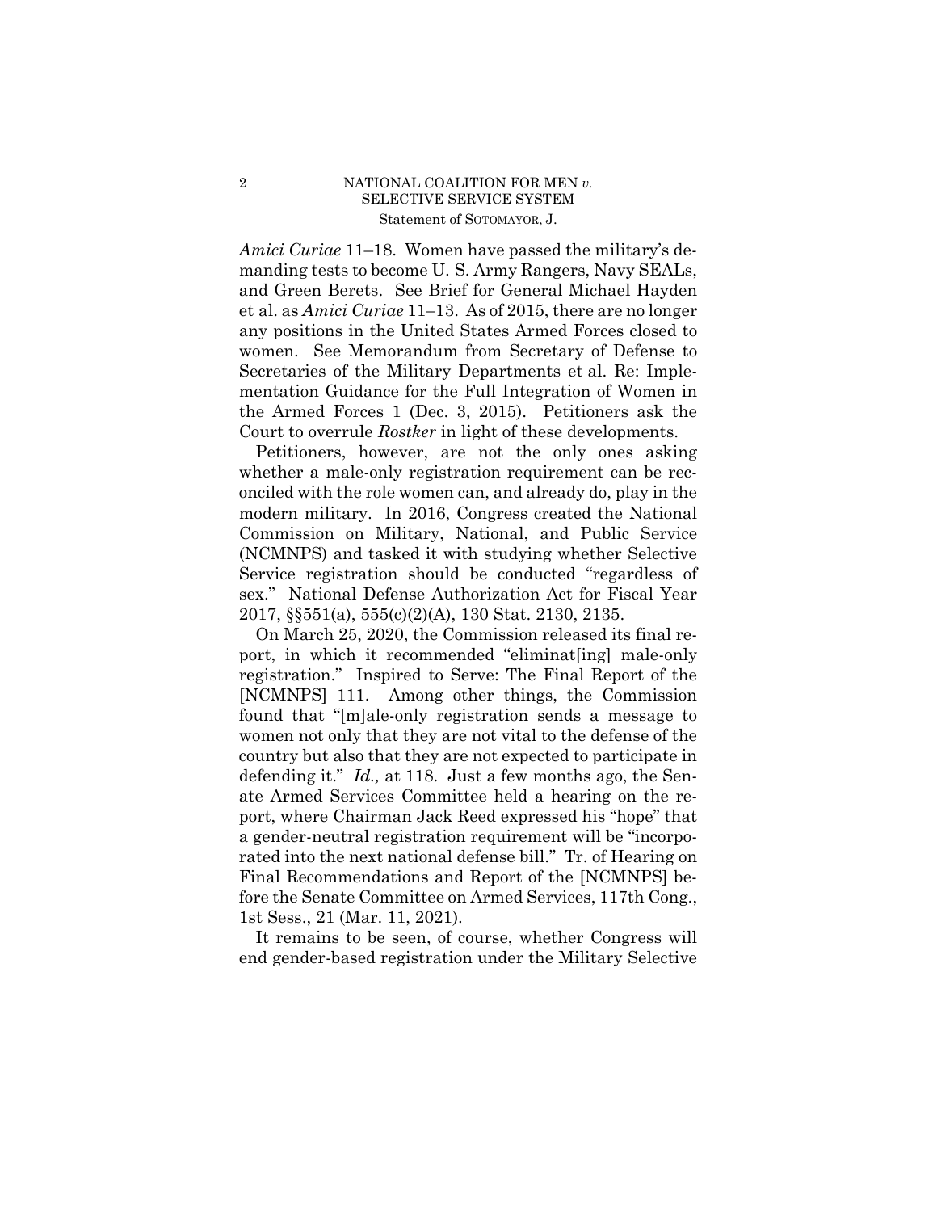*Amici Curiae* 11–18. Women have passed the military's demanding tests to become U. S. Army Rangers, Navy SEALs, and Green Berets. See Brief for General Michael Hayden et al. as *Amici Curiae* 11–13. As of 2015, there are no longer any positions in the United States Armed Forces closed to women. See Memorandum from Secretary of Defense to Secretaries of the Military Departments et al. Re: Implementation Guidance for the Full Integration of Women in the Armed Forces 1 (Dec. 3, 2015). Petitioners ask the Court to overrule *Rostker* in light of these developments.

Petitioners, however, are not the only ones asking whether a male-only registration requirement can be reconciled with the role women can, and already do, play in the modern military. In 2016, Congress created the National Commission on Military, National, and Public Service (NCMNPS) and tasked it with studying whether Selective Service registration should be conducted "regardless of sex." National Defense Authorization Act for Fiscal Year 2017, §§551(a), 555(c)(2)(A), 130 Stat. 2130, 2135.

On March 25, 2020, the Commission released its final report, in which it recommended "eliminat[ing] male-only registration." Inspired to Serve: The Final Report of the [NCMNPS] 111. Among other things, the Commission found that "[m]ale-only registration sends a message to women not only that they are not vital to the defense of the country but also that they are not expected to participate in defending it." *Id.,* at 118. Just a few months ago, the Senate Armed Services Committee held a hearing on the report, where Chairman Jack Reed expressed his "hope" that a gender-neutral registration requirement will be "incorporated into the next national defense bill." Tr. of Hearing on Final Recommendations and Report of the [NCMNPS] before the Senate Committee on Armed Services, 117th Cong., 1st Sess., 21 (Mar. 11, 2021).

It remains to be seen, of course, whether Congress will end gender-based registration under the Military Selective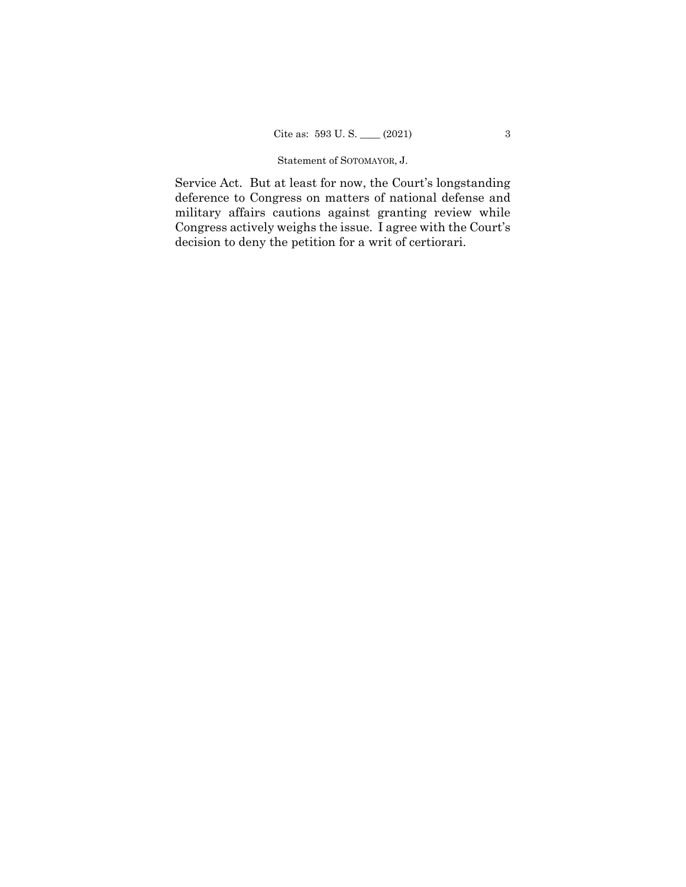Service Act. But at least for now, the Court's longstanding deference to Congress on matters of national defense and military affairs cautions against granting review while Congress actively weighs the issue. I agree with the Court's decision to deny the petition for a writ of certiorari.